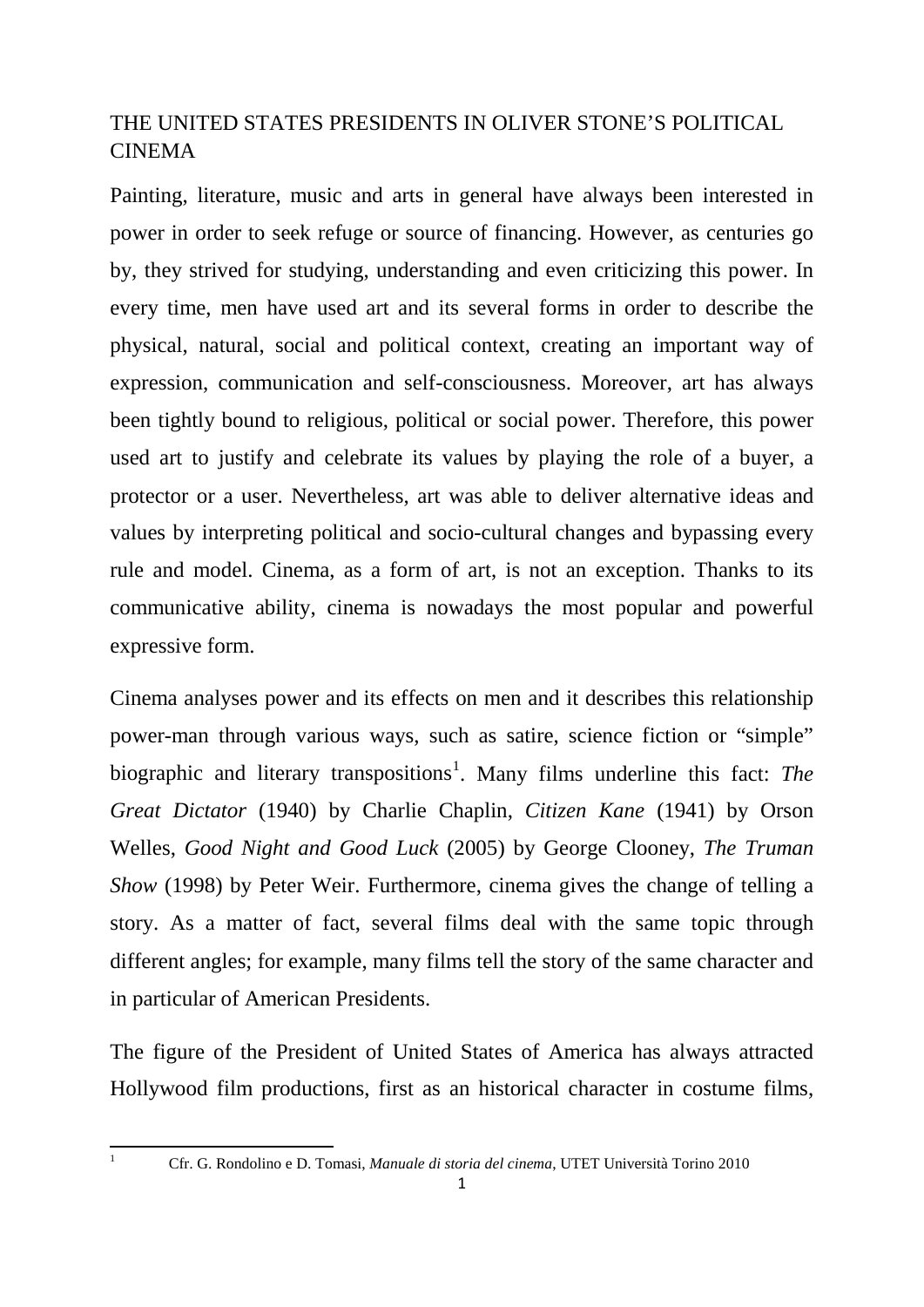# THE UNITED STATES PRESIDENTS IN OLIVER STONE'S POLITICAL CINEMA

Painting, literature, music and arts in general have always been interested in power in order to seek refuge or source of financing. However, as centuries go by, they strived for studying, understanding and even criticizing this power. In every time, men have used art and its several forms in order to describe the physical, natural, social and political context, creating an important way of expression, communication and self-consciousness. Moreover, art has always been tightly bound to religious, political or social power. Therefore, this power used art to justify and celebrate its values by playing the role of a buyer, a protector or a user. Nevertheless, art was able to deliver alternative ideas and values by interpreting political and socio-cultural changes and bypassing every rule and model. Cinema, as a form of art, is not an exception. Thanks to its communicative ability, cinema is nowadays the most popular and powerful expressive form.

Cinema analyses power and its effects on men and it describes this relationship power-man through various ways, such as satire, science fiction or "simple" biographic and literary transpositions[1]. Many films underline this fact: *The Great Dictator* (1940) by Charlie Chaplin, *Citizen Kane* (1941) by Orson Welles, *Good Night and Good Luck* (2005) by George Clooney, *The Truman Show* (1998) by Peter Weir. Furthermore, cinema gives the change of telling a story. As a matter of fact, several films deal with the same topic through different angles; for example, many films tell the story of the same character and in particular of American Presidents.

The figure of the President of United States of America has always attracted Hollywood film productions, first as an historical character in costume films,

[1] Cfr. G. Rondolino e D. Tomasi, *Manuale di storia del cinema*, UTET Università Torino 2010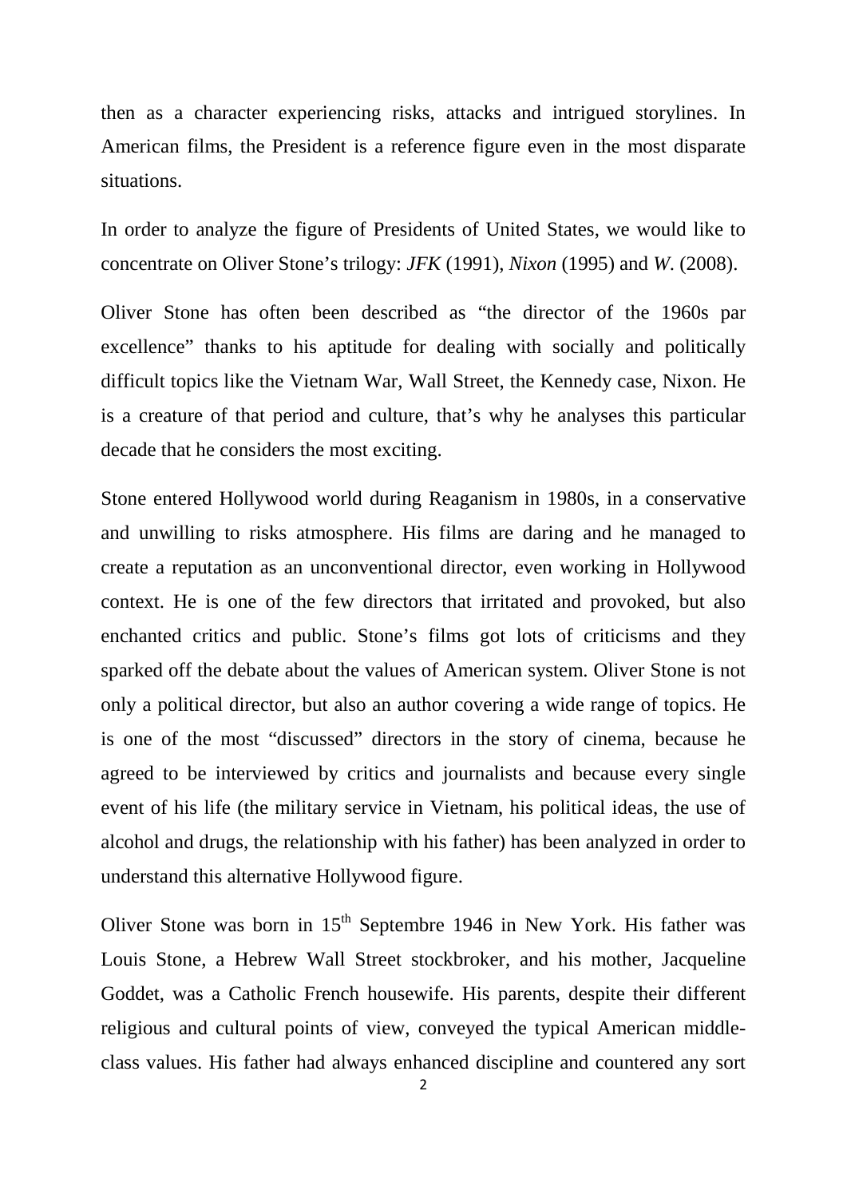then as a character experiencing risks, attacks and intrigued storylines. In American films, the President is a reference figure even in the most disparate situations.

In order to analyze the figure of Presidents of United States, we would like to concentrate on Oliver Stone's trilogy: *JFK* (1991), *Nixon* (1995) and *W.* (2008).

Oliver Stone has often been described as "the director of the 1960s par excellence" thanks to his aptitude for dealing with socially and politically difficult topics like the Vietnam War, Wall Street, the Kennedy case, Nixon. He is a creature of that period and culture, that's why he analyses this particular decade that he considers the most exciting.

Stone entered Hollywood world during Reaganism in 1980s, in a conservative and unwilling to risks atmosphere. His films are daring and he managed to create a reputation as an unconventional director, even working in Hollywood context. He is one of the few directors that irritated and provoked, but also enchanted critics and public. Stone's films got lots of criticisms and they sparked off the debate about the values of American system. Oliver Stone is not only a political director, but also an author covering a wide range of topics. He is one of the most "discussed" directors in the story of cinema, because he agreed to be interviewed by critics and journalists and because every single event of his life (the military service in Vietnam, his political ideas, the use of alcohol and drugs, the relationship with his father) has been analyzed in order to understand this alternative Hollywood figure.

Oliver Stone was born in 15th Septembre 1946 in New York. His father was Louis Stone, a Hebrew Wall Street stockbroker, and his mother, Jacqueline Goddet, was a Catholic French housewife. His parents, despite their different religious and cultural points of view, conveyed the typical American middle-class values. His father had always enhanced discipline and countered any sort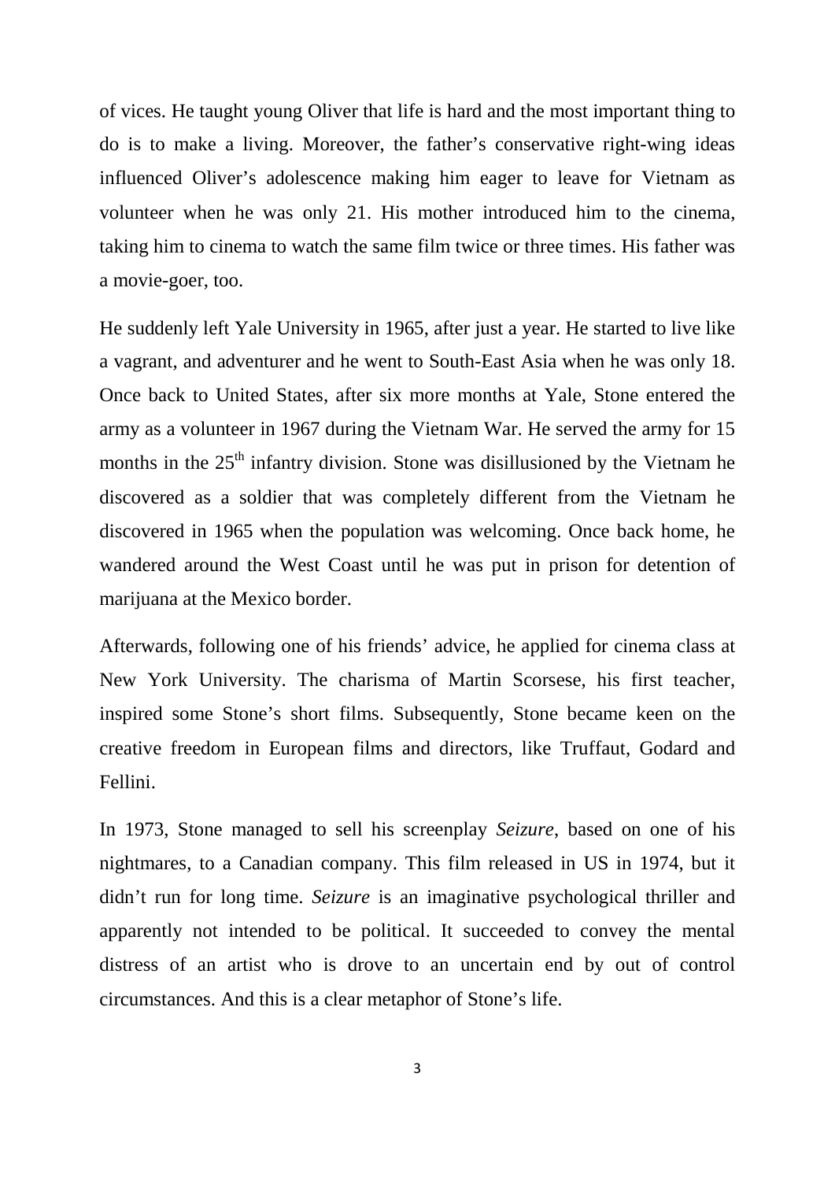of vices. He taught young Oliver that life is hard and the most important thing to do is to make a living. Moreover, the father's conservative right-wing ideas influenced Oliver's adolescence making him eager to leave for Vietnam as volunteer when he was only 21. His mother introduced him to the cinema, taking him to cinema to watch the same film twice or three times. His father was a movie-goer, too.

He suddenly left Yale University in 1965, after just a year. He started to live like a vagrant, and adventurer and he went to South-East Asia when he was only 18. Once back to United States, after six more months at Yale, Stone entered the army as a volunteer in 1967 during the Vietnam War. He served the army for 15 months in the 25th infantry division. Stone was disillusioned by the Vietnam he discovered as a soldier that was completely different from the Vietnam he discovered in 1965 when the population was welcoming. Once back home, he wandered around the West Coast until he was put in prison for detention of marijuana at the Mexico border.

Afterwards, following one of his friends' advice, he applied for cinema class at New York University. The charisma of Martin Scorsese, his first teacher, inspired some Stone's short films. Subsequently, Stone became keen on the creative freedom in European films and directors, like Truffaut, Godard and Fellini.

In 1973, Stone managed to sell his screenplay *Seizure*, based on one of his nightmares, to a Canadian company. This film released in US in 1974, but it didn't run for long time. *Seizure* is an imaginative psychological thriller and apparently not intended to be political. It succeeded to convey the mental distress of an artist who is drove to an uncertain end by out of control circumstances. And this is a clear metaphor of Stone's life.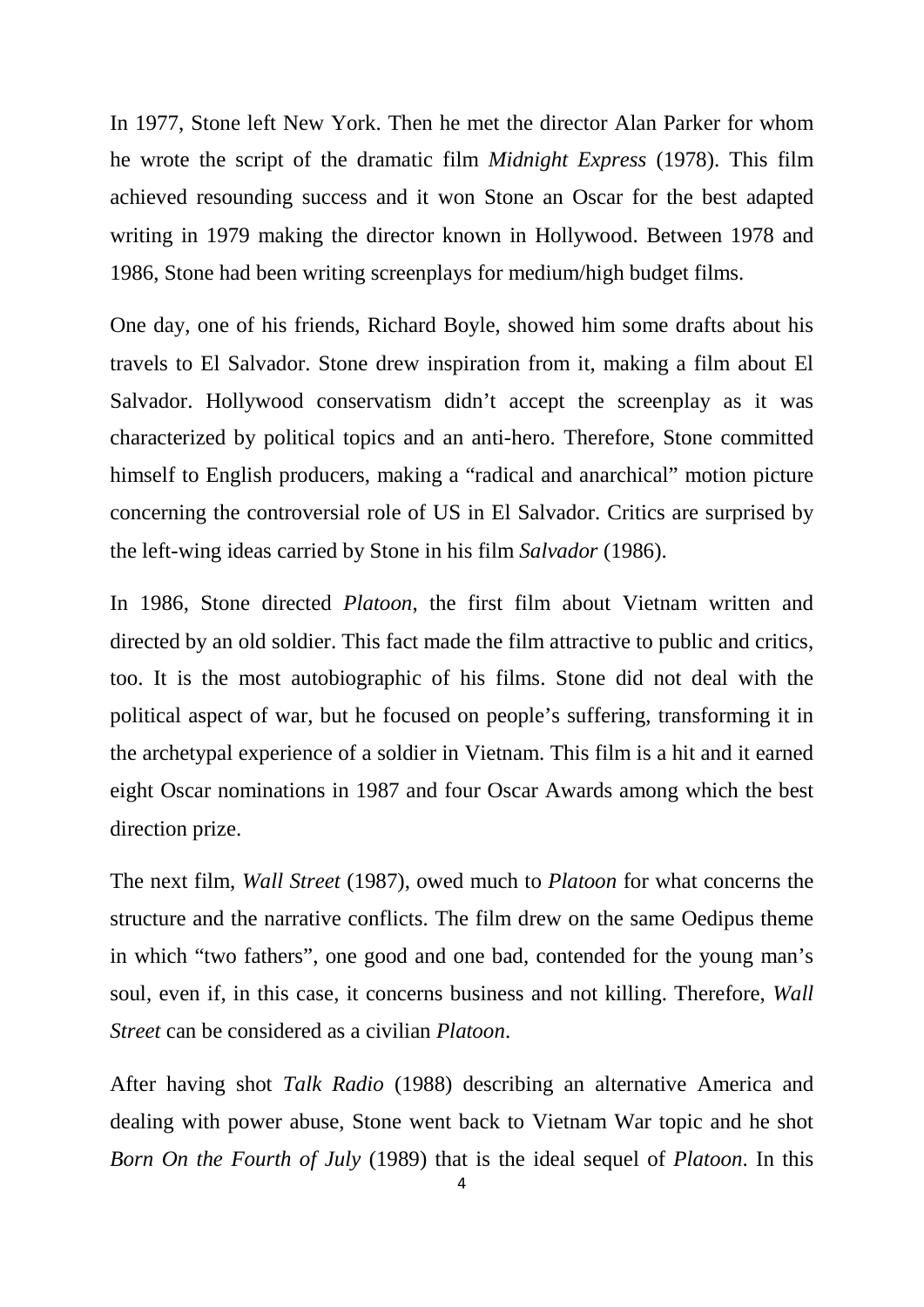In 1977, Stone left New York. Then he met the director Alan Parker for whom he wrote the script of the dramatic film *Midnight Express* (1978). This film achieved resounding success and it won Stone an Oscar for the best adapted writing in 1979 making the director known in Hollywood. Between 1978 and 1986, Stone had been writing screenplays for medium/high budget films.

One day, one of his friends, Richard Boyle, showed him some drafts about his travels to El Salvador. Stone drew inspiration from it, making a film about El Salvador. Hollywood conservatism didn't accept the screenplay as it was characterized by political topics and an anti-hero. Therefore, Stone committed himself to English producers, making a "radical and anarchical" motion picture concerning the controversial role of US in El Salvador. Critics are surprised by the left-wing ideas carried by Stone in his film *Salvador* (1986).

In 1986, Stone directed *Platoon*, the first film about Vietnam written and directed by an old soldier. This fact made the film attractive to public and critics, too. It is the most autobiographic of his films. Stone did not deal with the political aspect of war, but he focused on people's suffering, transforming it in the archetypal experience of a soldier in Vietnam. This film is a hit and it earned eight Oscar nominations in 1987 and four Oscar Awards among which the best direction prize.

The next film, *Wall Street* (1987), owed much to *Platoon* for what concerns the structure and the narrative conflicts. The film drew on the same Oedipus theme in which "two fathers", one good and one bad, contended for the young man's soul, even if, in this case, it concerns business and not killing. Therefore, *Wall Street* can be considered as a civilian *Platoon*.

After having shot *Talk Radio* (1988) describing an alternative America and dealing with power abuse, Stone went back to Vietnam War topic and he shot *Born On the Fourth of July* (1989) that is the ideal sequel of *Platoon*. In this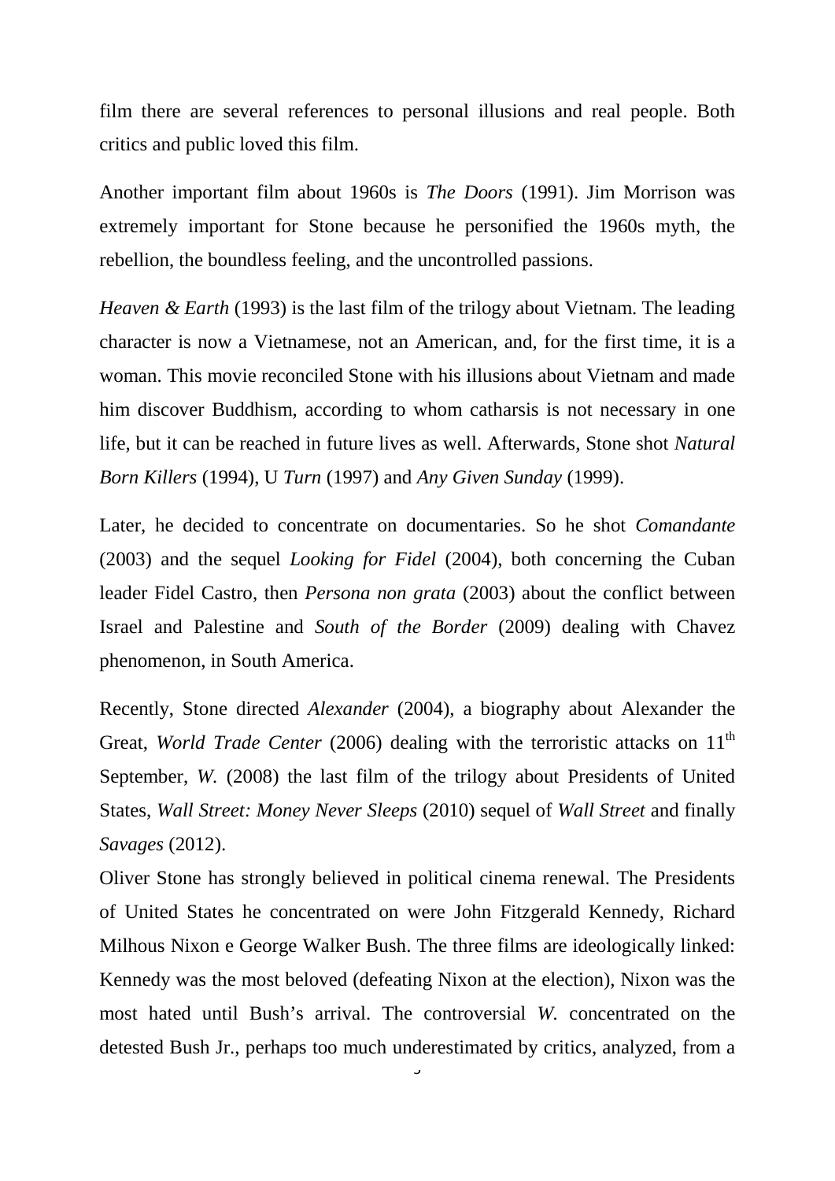film there are several references to personal illusions and real people. Both critics and public loved this film.

Another important film about 1960s is *The Doors* (1991). Jim Morrison was extremely important for Stone because he personified the 1960s myth, the rebellion, the boundless feeling, and the uncontrolled passions.

*Heaven & Earth* (1993) is the last film of the trilogy about Vietnam. The leading character is now a Vietnamese, not an American, and, for the first time, it is a woman. This movie reconciled Stone with his illusions about Vietnam and made him discover Buddhism, according to whom catharsis is not necessary in one life, but it can be reached in future lives as well. Afterwards, Stone shot *Natural Born Killers* (1994), U *Turn* (1997) and *Any Given Sunday* (1999).

Later, he decided to concentrate on documentaries. So he shot *Comandante* (2003) and the sequel *Looking for Fidel* (2004), both concerning the Cuban leader Fidel Castro, then *Persona non grata* (2003) about the conflict between Israel and Palestine and *South of the Border* (2009) dealing with Chavez phenomenon, in South America.

Recently, Stone directed *Alexander* (2004), a biography about Alexander the Great, *World Trade Center* (2006) dealing with the terroristic attacks on 11th September, *W.* (2008) the last film of the trilogy about Presidents of United States, *Wall Street: Money Never Sleeps* (2010) sequel of *Wall Street* and finally *Savages* (2012).

Oliver Stone has strongly believed in political cinema renewal. The Presidents of United States he concentrated on were John Fitzgerald Kennedy, Richard Milhous Nixon e George Walker Bush. The three films are ideologically linked: Kennedy was the most beloved (defeating Nixon at the election), Nixon was the most hated until Bush's arrival. The controversial *W.* concentrated on the detested Bush Jr., perhaps too much underestimated by critics, analyzed, from a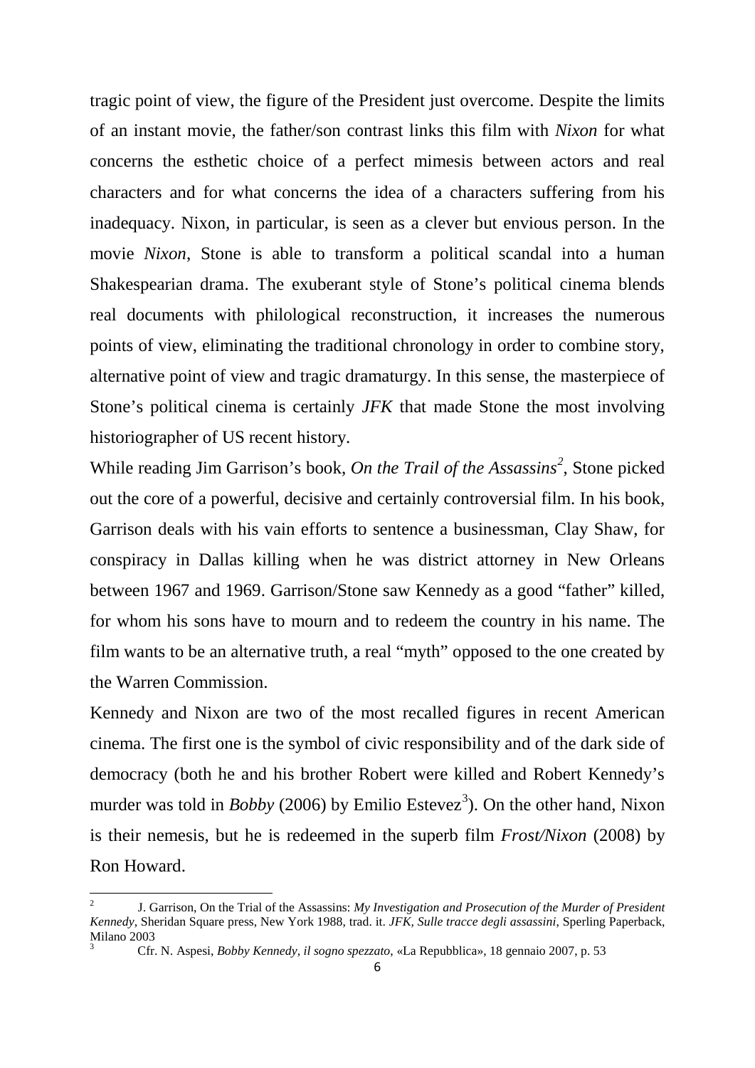tragic point of view, the figure of the President just overcome. Despite the limits of an instant movie, the father/son contrast links this film with *Nixon* for what concerns the esthetic choice of a perfect mimesis between actors and real characters and for what concerns the idea of a characters suffering from his inadequacy. Nixon, in particular, is seen as a clever but envious person. In the movie *Nixon*, Stone is able to transform a political scandal into a human Shakespearian drama. The exuberant style of Stone's political cinema blends real documents with philological reconstruction, it increases the numerous points of view, eliminating the traditional chronology in order to combine story, alternative point of view and tragic dramaturgy. In this sense, the masterpiece of Stone's political cinema is certainly *JFK* that made Stone the most involving historiographer of US recent history.

While reading Jim Garrison's book, *On the Trail of the Assassins*[2], Stone picked out the core of a powerful, decisive and certainly controversial film. In his book, Garrison deals with his vain efforts to sentence a businessman, Clay Shaw, for conspiracy in Dallas killing when he was district attorney in New Orleans between 1967 and 1969. Garrison/Stone saw Kennedy as a good "father" killed, for whom his sons have to mourn and to redeem the country in his name. The film wants to be an alternative truth, a real "myth" opposed to the one created by the Warren Commission.

Kennedy and Nixon are two of the most recalled figures in recent American cinema. The first one is the symbol of civic responsibility and of the dark side of democracy (both he and his brother Robert were killed and Robert Kennedy's murder was told in *Bobby* (2006) by Emilio Estevez[3]). On the other hand, Nixon is their nemesis, but he is redeemed in the superb film *Frost/Nixon* (2008) by Ron Howard.

---

[2] J. Garrison, On the Trial of the Assassins: *My Investigation and Prosecution of the Murder of President Kennedy*, Sheridan Square press, New York 1988, trad. it. *JFK, Sulle tracce degli assassini*, Sperling Paperback, Milano 2003

[3] Cfr. N. Aspesi, *Bobby Kennedy, il sogno spezzato*, «La Repubblica», 18 gennaio 2007, p. 53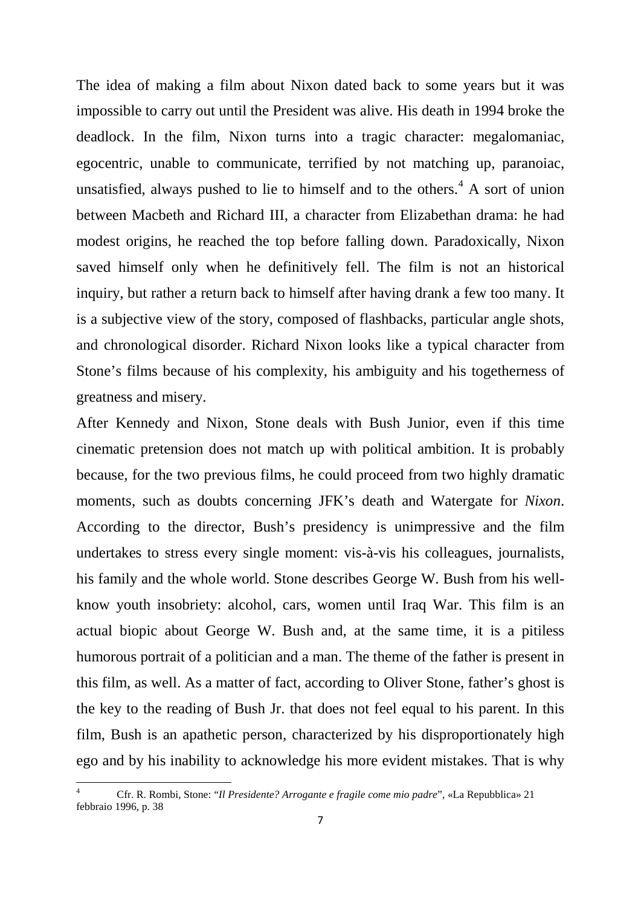The idea of making a film about Nixon dated back to some years but it was impossible to carry out until the President was alive. His death in 1994 broke the deadlock. In the film, Nixon turns into a tragic character: megalomaniac, egocentric, unable to communicate, terrified by not matching up, paranoiac, unsatisfied, always pushed to lie to himself and to the others.[4] A sort of union between Macbeth and Richard III, a character from Elizabethan drama: he had modest origins, he reached the top before falling down. Paradoxically, Nixon saved himself only when he definitively fell. The film is not an historical inquiry, but rather a return back to himself after having drank a few too many. It is a subjective view of the story, composed of flashbacks, particular angle shots, and chronological disorder. Richard Nixon looks like a typical character from Stone's films because of his complexity, his ambiguity and his togetherness of greatness and misery.

After Kennedy and Nixon, Stone deals with Bush Junior, even if this time cinematic pretension does not match up with political ambition. It is probably because, for the two previous films, he could proceed from two highly dramatic moments, such as doubts concerning JFK's death and Watergate for *Nixon*. According to the director, Bush's presidency is unimpressive and the film undertakes to stress every single moment: vis-à-vis his colleagues, journalists, his family and the whole world. Stone describes George W. Bush from his well-know youth insobriety: alcohol, cars, women until Iraq War. This film is an actual biopic about George W. Bush and, at the same time, it is a pitiless humorous portrait of a politician and a man. The theme of the father is present in this film, as well. As a matter of fact, according to Oliver Stone, father's ghost is the key to the reading of Bush Jr. that does not feel equal to his parent. In this film, Bush is an apathetic person, characterized by his disproportionately high ego and by his inability to acknowledge his more evident mistakes. That is why

---

[4] Cfr. R. Rombi, Stone: "*Il Presidente? Arrogante e fragile come mio padre*", «La Repubblica» 21 febbraio 1996, p. 38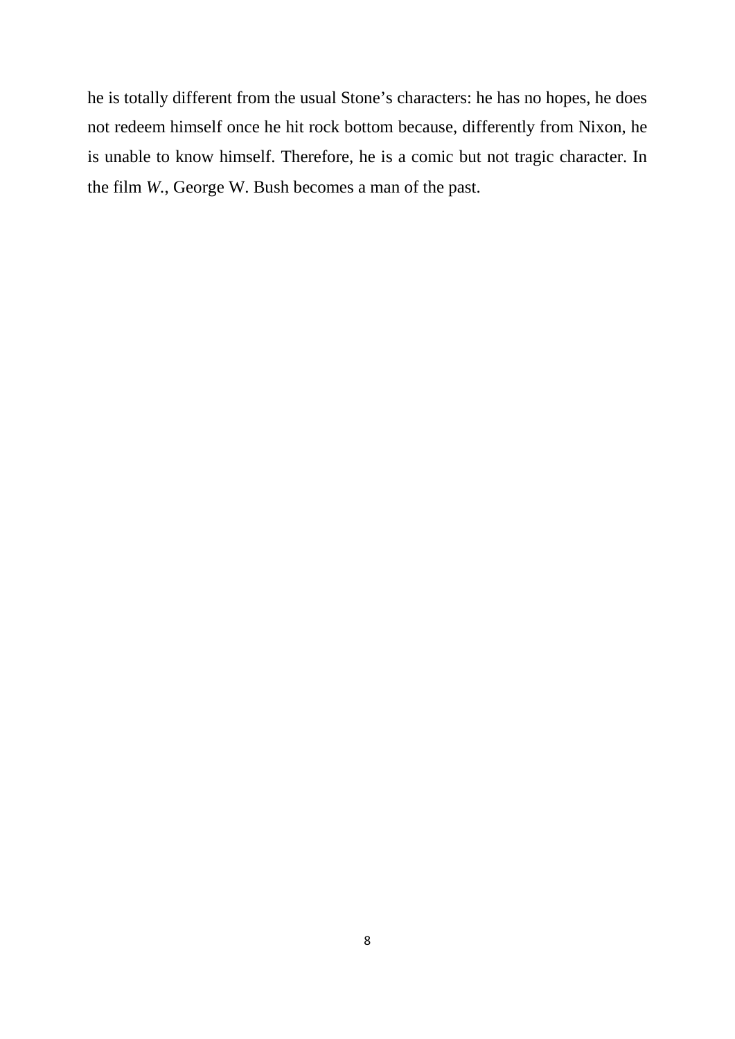he is totally different from the usual Stone's characters: he has no hopes, he does not redeem himself once he hit rock bottom because, differently from Nixon, he is unable to know himself. Therefore, he is a comic but not tragic character. In the film *W.*, George W. Bush becomes a man of the past.